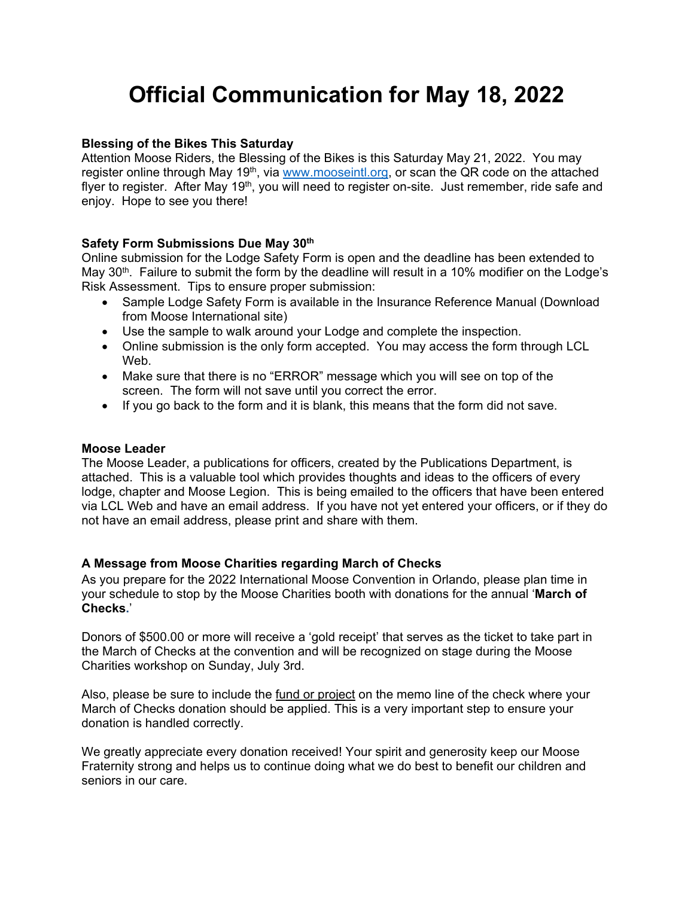# Official Communication for May 18, 2022

**Blessing of the Bikes This Saturday**

Attention Moose Riders, the Blessing of the Bikes is this Saturday May 21, 2022. You may register online through May 19th, via [www.mooseintl.org](http://www.mooseintl.org), or scan the QR code on the attached flyer to register. After May 19th, you will need to register on-site. Just remember, ride safe and enjoy. Hope to see you there!

**Safety Form Submissions Due May 30th**

Online submission for the Lodge Safety Form is open and the deadline has been extended to May 30th. Failure to submit the form by the deadline will result in a 10% modifier on the Lodge's Risk Assessment. Tips to ensure proper submission:

- Sample Lodge Safety Form is available in the Insurance Reference Manual (Download from Moose International site)
- Use the sample to walk around your Lodge and complete the inspection.
- Online submission is the only form accepted. You may access the form through LCL Web.
- Make sure that there is no "ERROR" message which you will see on top of the screen. The form will not save until you correct the error.
- If you go back to the form and it is blank, this means that the form did not save.

**Moose Leader**

The Moose Leader, a publications for officers, created by the Publications Department, is attached. This is a valuable tool which provides thoughts and ideas to the officers of every lodge, chapter and Moose Legion. This is being emailed to the officers that have been entered via LCL Web and have an email address. If you have not yet entered your officers, or if they do not have an email address, please print and share with them.

**A Message from Moose Charities regarding March of Checks**

As you prepare for the 2022 International Moose Convention in Orlando, please plan time in your schedule to stop by the Moose Charities booth with donations for the annual '**March of Checks**.'

Donors of $500.00 or more will receive a 'gold receipt' that serves as the ticket to take part in the March of Checks at the convention and will be recognized on stage during the Moose Charities workshop on Sunday, July 3rd.

Also, please be sure to include the fund or project on the memo line of the check where your March of Checks donation should be applied. This is a very important step to ensure your donation is handled correctly.

We greatly appreciate every donation received! Your spirit and generosity keep our Moose Fraternity strong and helps us to continue doing what we do best to benefit our children and seniors in our care.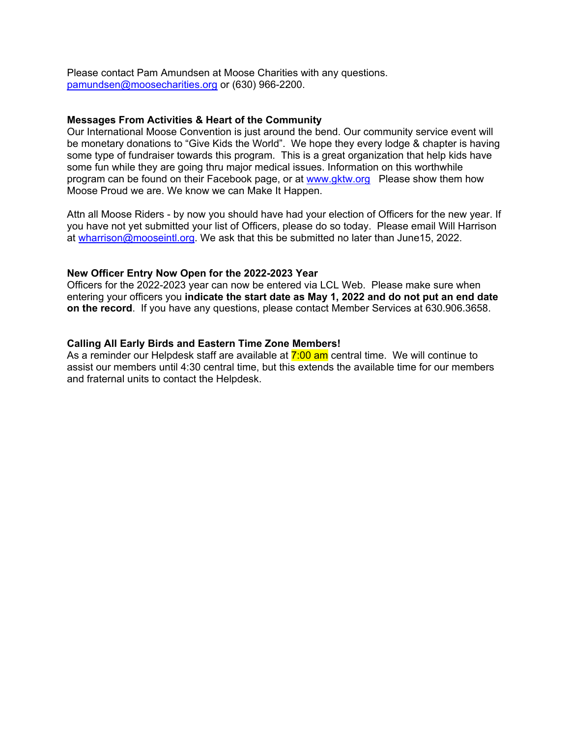Please contact Pam Amundsen at Moose Charities with any questions. [pamundsen@moosecharities.org](mailto:pamundsen@moosecharities.org) or (630) 966-2200.

**Messages From Activities & Heart of the Community**

Our International Moose Convention is just around the bend. Our community service event will be monetary donations to "Give Kids the World". We hope they every lodge & chapter is having some type of fundraiser towards this program. This is a great organization that help kids have some fun while they are going thru major medical issues. Information on this worthwhile program can be found on their Facebook page, or at [www.gktw.org](http://www.gktw.org) Please show them how Moose Proud we are. We know we can Make It Happen.

Attn all Moose Riders - by now you should have had your election of Officers for the new year. If you have not yet submitted your list of Officers, please do so today. Please email Will Harrison at [wharrison@mooseintl.org](mailto:wharrison@mooseintl.org). We ask that this be submitted no later than June15, 2022.

**New Officer Entry Now Open for the 2022-2023 Year**

Officers for the 2022-2023 year can now be entered via LCL Web. Please make sure when entering your officers you **indicate the start date as May 1, 2022 and do not put an end date on the record**. If you have any questions, please contact Member Services at 630.906.3658.

**Calling All Early Birds and Eastern Time Zone Members!**

As a reminder our Helpdesk staff are available at 7:00 am central time. We will continue to assist our members until 4:30 central time, but this extends the available time for our members and fraternal units to contact the Helpdesk.